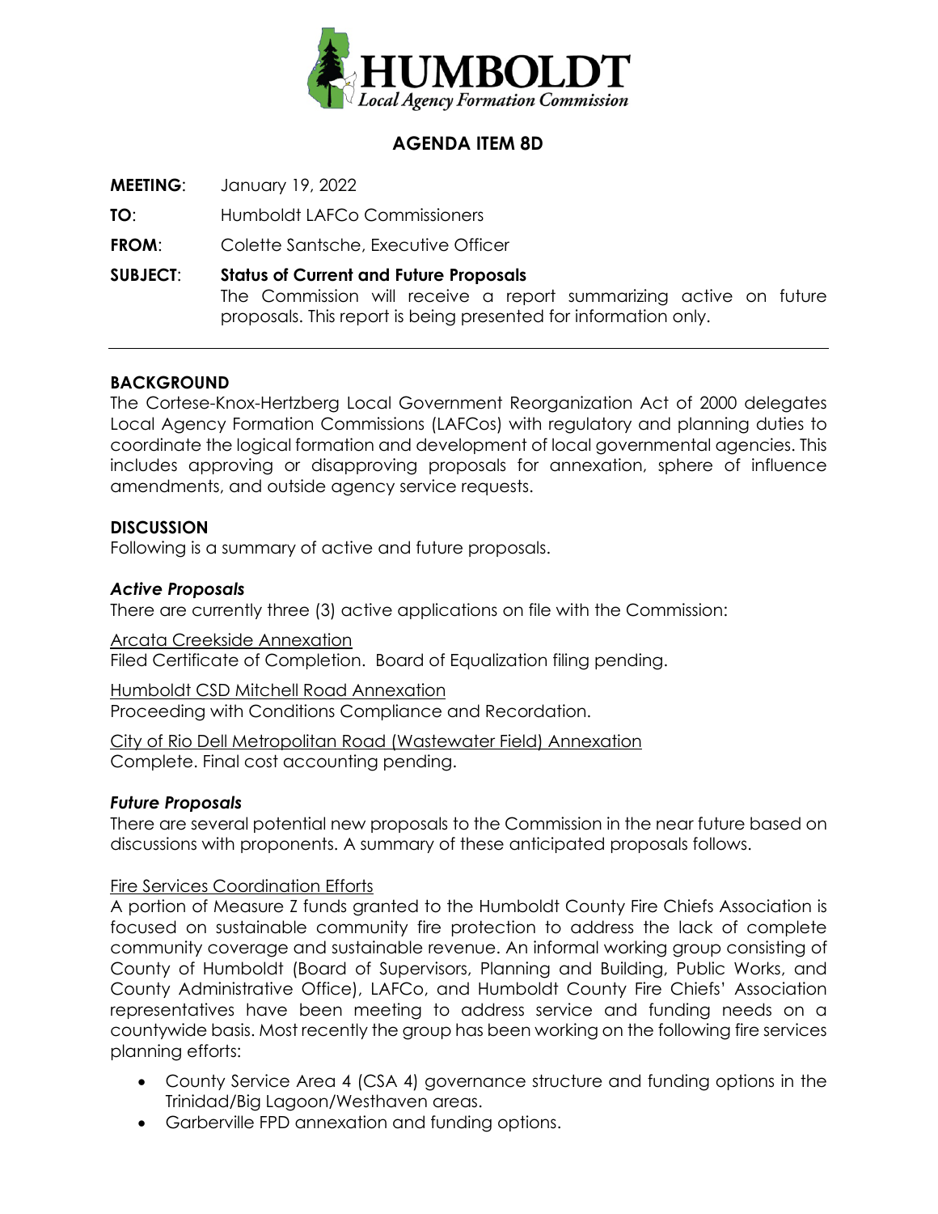# HUMBOLDT
*Local Agency Formation Commission*

## AGENDA ITEM 8D

**MEETING**: January 19, 2022

**TO**: Humboldt LAFCo Commissioners

**FROM**: Colette Santsche, Executive Officer

**SUBJECT**: **Status of Current and Future Proposals**
The Commission will receive a report summarizing active on future proposals. This report is being presented for information only.

---

### BACKGROUND

The Cortese-Knox-Hertzberg Local Government Reorganization Act of 2000 delegates Local Agency Formation Commissions (LAFCos) with regulatory and planning duties to coordinate the logical formation and development of local governmental agencies. This includes approving or disapproving proposals for annexation, sphere of influence amendments, and outside agency service requests.

### DISCUSSION

Following is a summary of active and future proposals.

#### *Active Proposals*

There are currently three (3) active applications on file with the Commission:

Arcata Creekside Annexation
Filed Certificate of Completion. Board of Equalization filing pending.

Humboldt CSD Mitchell Road Annexation
Proceeding with Conditions Compliance and Recordation.

City of Rio Dell Metropolitan Road (Wastewater Field) Annexation
Complete. Final cost accounting pending.

#### *Future Proposals*

There are several potential new proposals to the Commission in the near future based on discussions with proponents. A summary of these anticipated proposals follows.

Fire Services Coordination Efforts
A portion of Measure Z funds granted to the Humboldt County Fire Chiefs Association is focused on sustainable community fire protection to address the lack of complete community coverage and sustainable revenue. An informal working group consisting of County of Humboldt (Board of Supervisors, Planning and Building, Public Works, and County Administrative Office), LAFCo, and Humboldt County Fire Chiefs' Association representatives have been meeting to address service and funding needs on a countywide basis. Most recently the group has been working on the following fire services planning efforts:

- County Service Area 4 (CSA 4) governance structure and funding options in the Trinidad/Big Lagoon/Westhaven areas.
- Garberville FPD annexation and funding options.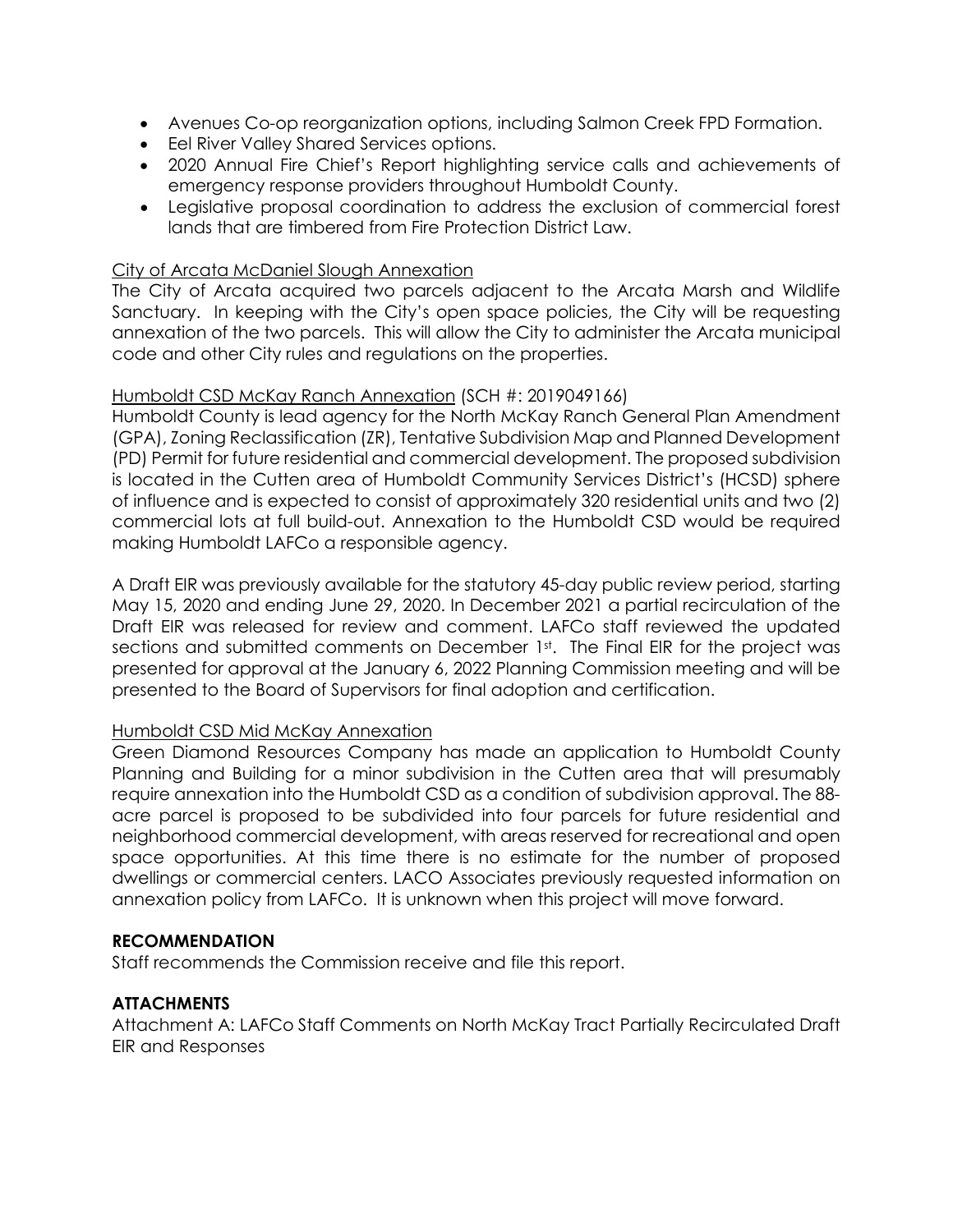- Avenues Co-op reorganization options, including Salmon Creek FPD Formation.
- Eel River Valley Shared Services options.
- 2020 Annual Fire Chief's Report highlighting service calls and achievements of emergency response providers throughout Humboldt County.
- Legislative proposal coordination to address the exclusion of commercial forest lands that are timbered from Fire Protection District Law.

<u>City of Arcata McDaniel Slough Annexation</u>

The City of Arcata acquired two parcels adjacent to the Arcata Marsh and Wildlife Sanctuary. In keeping with the City's open space policies, the City will be requesting annexation of the two parcels. This will allow the City to administer the Arcata municipal code and other City rules and regulations on the properties.

<u>Humboldt CSD McKay Ranch Annexation</u> (SCH #: 2019049166)

Humboldt County is lead agency for the North McKay Ranch General Plan Amendment (GPA), Zoning Reclassification (ZR), Tentative Subdivision Map and Planned Development (PD) Permit for future residential and commercial development. The proposed subdivision is located in the Cutten area of Humboldt Community Services District's (HCSD) sphere of influence and is expected to consist of approximately 320 residential units and two (2) commercial lots at full build-out. Annexation to the Humboldt CSD would be required making Humboldt LAFCo a responsible agency.

A Draft EIR was previously available for the statutory 45-day public review period, starting May 15, 2020 and ending June 29, 2020. In December 2021 a partial recirculation of the Draft EIR was released for review and comment. LAFCo staff reviewed the updated sections and submitted comments on December 1st. The Final EIR for the project was presented for approval at the January 6, 2022 Planning Commission meeting and will be presented to the Board of Supervisors for final adoption and certification.

<u>Humboldt CSD Mid McKay Annexation</u>

Green Diamond Resources Company has made an application to Humboldt County Planning and Building for a minor subdivision in the Cutten area that will presumably require annexation into the Humboldt CSD as a condition of subdivision approval. The 88-acre parcel is proposed to be subdivided into four parcels for future residential and neighborhood commercial development, with areas reserved for recreational and open space opportunities. At this time there is no estimate for the number of proposed dwellings or commercial centers. LACO Associates previously requested information on annexation policy from LAFCo. It is unknown when this project will move forward.

**RECOMMENDATION**

Staff recommends the Commission receive and file this report.

**ATTACHMENTS**

Attachment A: LAFCo Staff Comments on North McKay Tract Partially Recirculated Draft EIR and Responses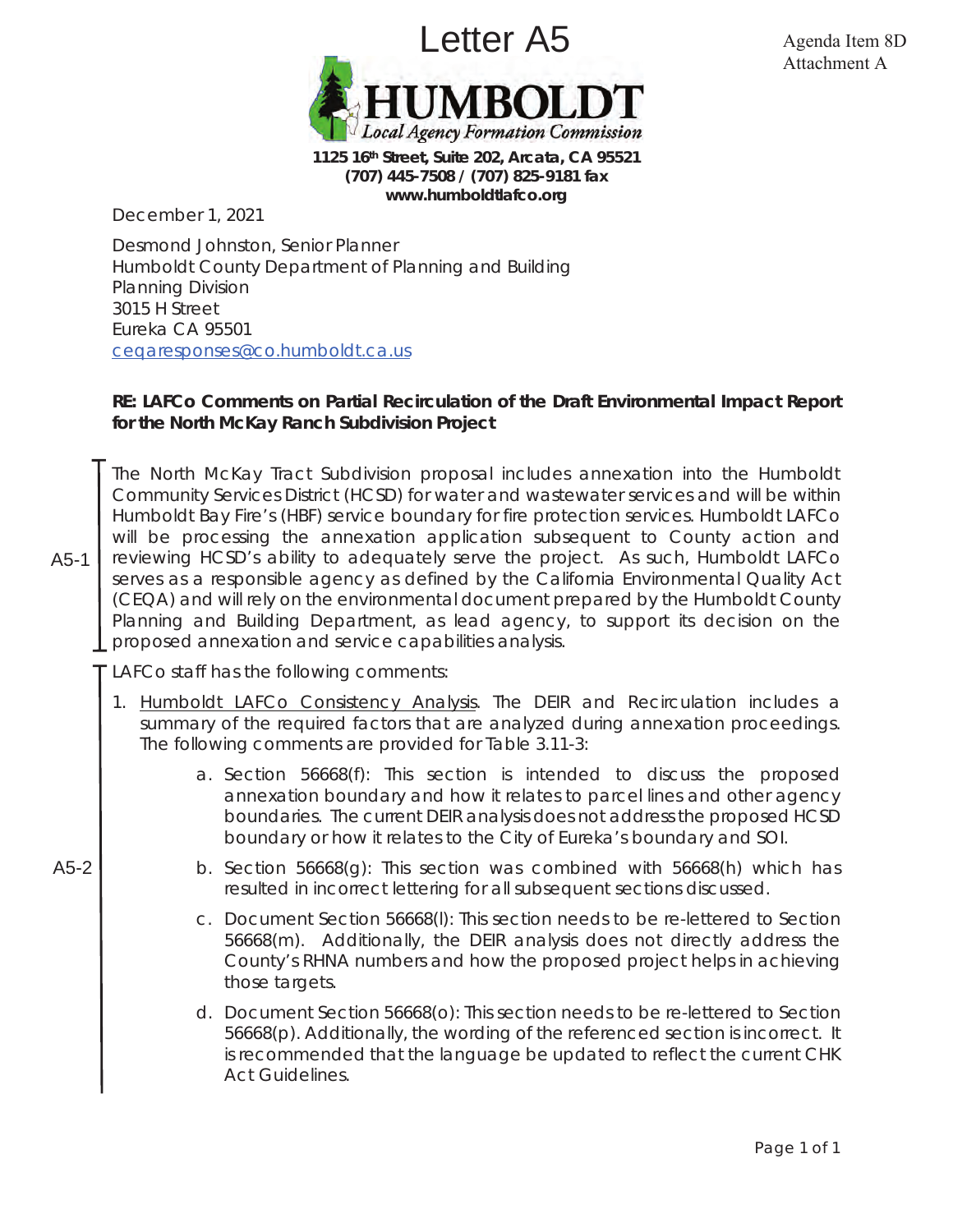# Letter A5

Agenda Item 8D
Attachment A

**HUMBOLDT**
*Local Agency Formation Commission*

**1125 16th Street, Suite 202, Arcata, CA 95521**
**(707) 445-7508 / (707) 825-9181 fax**
**www.humboldtlafco.org**

December 1, 2021

Desmond Johnston, Senior Planner
Humboldt County Department of Planning and Building
Planning Division
3015 H Street
Eureka CA 95501
ceqaresponses@co.humboldt.ca.us

**RE: LAFCo Comments on Partial Recirculation of the Draft Environmental Impact Report for the North McKay Ranch Subdivision Project**

A5-1

The North McKay Tract Subdivision proposal includes annexation into the Humboldt Community Services District (HCSD) for water and wastewater services and will be within Humboldt Bay Fire's (HBF) service boundary for fire protection services. Humboldt LAFCo will be processing the annexation application subsequent to County action and reviewing HCSD's ability to adequately serve the project. As such, Humboldt LAFCo serves as a responsible agency as defined by the California Environmental Quality Act (CEQA) and will rely on the environmental document prepared by the Humboldt County Planning and Building Department, as lead agency, to support its decision on the proposed annexation and service capabilities analysis.

A5-2

LAFCo staff has the following comments:

1. Humboldt LAFCo Consistency Analysis. The DEIR and Recirculation includes a summary of the required factors that are analyzed during annexation proceedings. The following comments are provided for Table 3.11-3:

   a. Section 56668(f): This section is intended to discuss the proposed annexation boundary and how it relates to parcel lines and other agency boundaries. The current DEIR analysis does not address the proposed HCSD boundary or how it relates to the City of Eureka's boundary and SOI.

   b. Section 56668(g): This section was combined with 56668(h) which has resulted in incorrect lettering for all subsequent sections discussed.

   c. Document Section 56668(l): This section needs to be re-lettered to Section 56668(m). Additionally, the DEIR analysis does not directly address the County's RHNA numbers and how the proposed project helps in achieving those targets.

   d. Document Section 56668(o): This section needs to be re-lettered to Section 56668(p). Additionally, the wording of the referenced section is incorrect. It is recommended that the language be updated to reflect the current CHK Act Guidelines.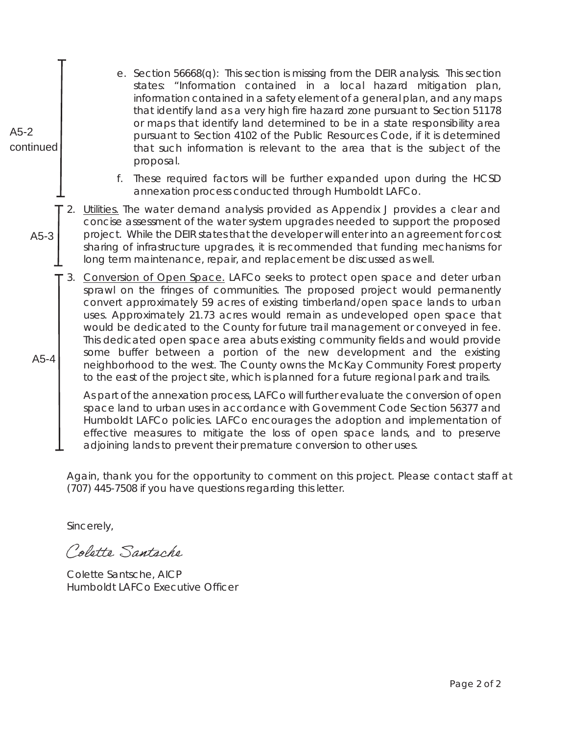A5-2 continued

e. Section 56668(q): This section is missing from the DEIR analysis. This section states: "Information contained in a local hazard mitigation plan, information contained in a safety element of a general plan, and any maps that identify land as a very high fire hazard zone pursuant to Section 51178 or maps that identify land determined to be in a state responsibility area pursuant to Section 4102 of the Public Resources Code, if it is determined that such information is relevant to the area that is the subject of the proposal.

f. These required factors will be further expanded upon during the HCSD annexation process conducted through Humboldt LAFCo.

A5-3

2. Utilities. The water demand analysis provided as Appendix J provides a clear and concise assessment of the water system upgrades needed to support the proposed project. While the DEIR states that the developer will enter into an agreement for cost sharing of infrastructure upgrades, it is recommended that funding mechanisms for long term maintenance, repair, and replacement be discussed as well.

A5-4

3. Conversion of Open Space. LAFCo seeks to protect open space and deter urban sprawl on the fringes of communities. The proposed project would permanently convert approximately 59 acres of existing timberland/open space lands to urban uses. Approximately 21.73 acres would remain as undeveloped open space that would be dedicated to the County for future trail management or conveyed in fee. This dedicated open space area abuts existing community fields and would provide some buffer between a portion of the new development and the existing neighborhood to the west. The County owns the McKay Community Forest property to the east of the project site, which is planned for a future regional park and trails.

As part of the annexation process, LAFCo will further evaluate the conversion of open space land to urban uses in accordance with Government Code Section 56377 and Humboldt LAFCo policies. LAFCo encourages the adoption and implementation of effective measures to mitigate the loss of open space lands, and to preserve adjoining lands to prevent their premature conversion to other uses.

Again, thank you for the opportunity to comment on this project. Please contact staff at (707) 445-7508 if you have questions regarding this letter.

Sincerely,

*Colette Santsche*

Colette Santsche, AICP
Humboldt LAFCo Executive Officer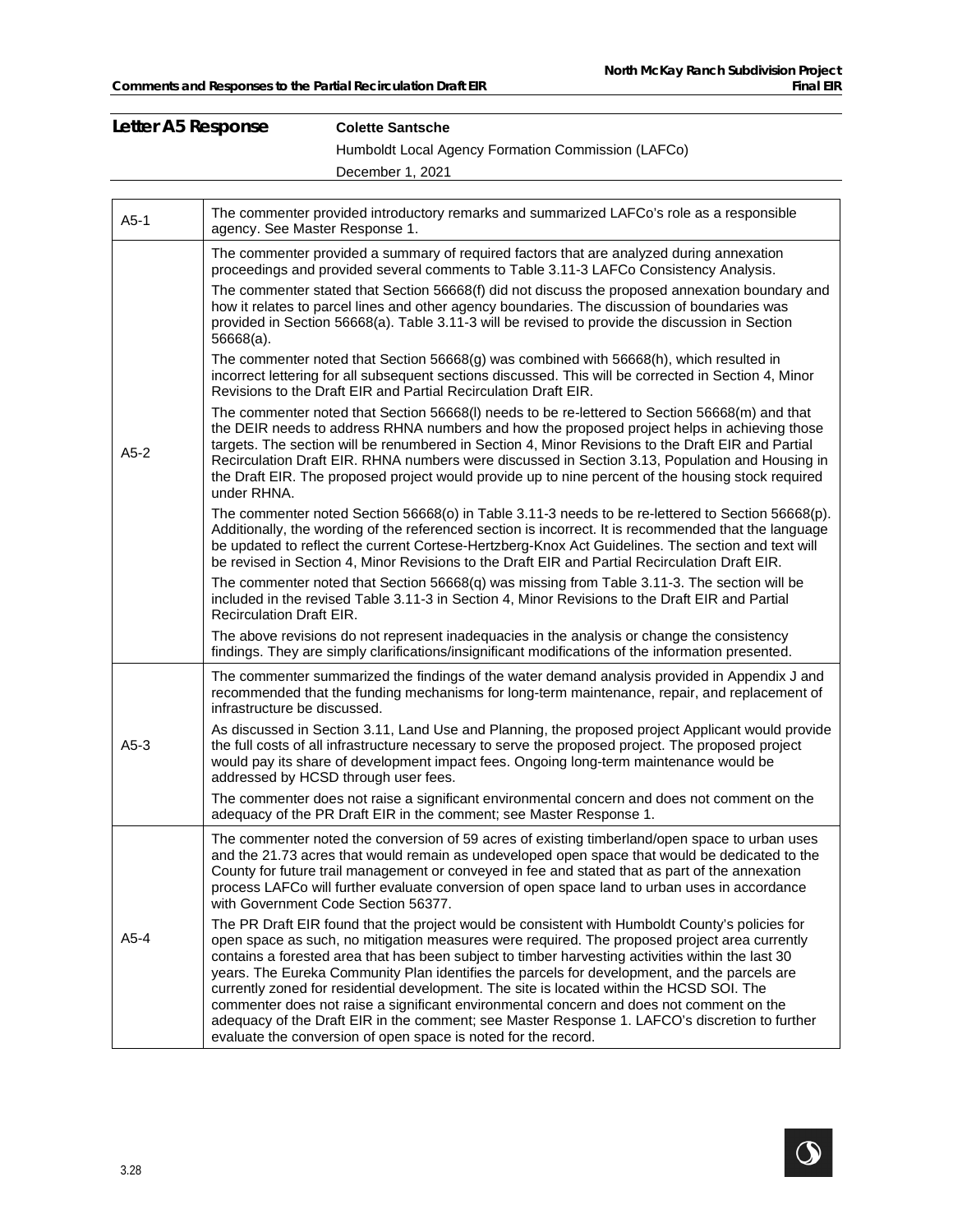## Letter A5 Response

**Colette Santsche**

Humboldt Local Agency Formation Commission (LAFCo)

December 1, 2021

| | |
|---|---|
| A5-1 | The commenter provided introductory remarks and summarized LAFCo's role as a responsible agency. See Master Response 1. |
| A5-2 | The commenter provided a summary of required factors that are analyzed during annexation proceedings and provided several comments to Table 3.11-3 LAFCo Consistency Analysis.<br><br>The commenter stated that Section 56668(f) did not discuss the proposed annexation boundary and how it relates to parcel lines and other agency boundaries. The discussion of boundaries was provided in Section 56668(a). Table 3.11-3 will be revised to provide the discussion in Section 56668(a).<br><br>The commenter noted that Section 56668(g) was combined with 56668(h), which resulted in incorrect lettering for all subsequent sections discussed. This will be corrected in Section 4, Minor Revisions to the Draft EIR and Partial Recirculation Draft EIR.<br><br>The commenter noted that Section 56668(l) needs to be re-lettered to Section 56668(m) and that the DEIR needs to address RHNA numbers and how the proposed project helps in achieving those targets. The section will be renumbered in Section 4, Minor Revisions to the Draft EIR and Partial Recirculation Draft EIR. RHNA numbers were discussed in Section 3.13, Population and Housing in the Draft EIR. The proposed project would provide up to nine percent of the housing stock required under RHNA.<br><br>The commenter noted Section 56668(o) in Table 3.11-3 needs to be re-lettered to Section 56668(p). Additionally, the wording of the referenced section is incorrect. It is recommended that the language be updated to reflect the current Cortese-Hertzberg-Knox Act Guidelines. The section and text will be revised in Section 4, Minor Revisions to the Draft EIR and Partial Recirculation Draft EIR.<br><br>The commenter noted that Section 56668(q) was missing from Table 3.11-3. The section will be included in the revised Table 3.11-3 in Section 4, Minor Revisions to the Draft EIR and Partial Recirculation Draft EIR.<br><br>The above revisions do not represent inadequacies in the analysis or change the consistency findings. They are simply clarifications/insignificant modifications of the information presented. |
| A5-3 | The commenter summarized the findings of the water demand analysis provided in Appendix J and recommended that the funding mechanisms for long-term maintenance, repair, and replacement of infrastructure be discussed.<br><br>As discussed in Section 3.11, Land Use and Planning, the proposed project Applicant would provide the full costs of all infrastructure necessary to serve the proposed project. The proposed project would pay its share of development impact fees. Ongoing long-term maintenance would be addressed by HCSD through user fees.<br><br>The commenter does not raise a significant environmental concern and does not comment on the adequacy of the PR Draft EIR in the comment; see Master Response 1. |
| A5-4 | The commenter noted the conversion of 59 acres of existing timberland/open space to urban uses and the 21.73 acres that would remain as undeveloped open space that would be dedicated to the County for future trail management or conveyed in fee and stated that as part of the annexation process LAFCo will further evaluate conversion of open space land to urban uses in accordance with Government Code Section 56377.<br><br>The PR Draft EIR found that the project would be consistent with Humboldt County's policies for open space as such, no mitigation measures were required. The proposed project area currently contains a forested area that has been subject to timber harvesting activities within the last 30 years. The Eureka Community Plan identifies the parcels for development, and the parcels are currently zoned for residential development. The site is located within the HCSD SOI. The commenter does not raise a significant environmental concern and does not comment on the adequacy of the Draft EIR in the comment; see Master Response 1. LAFCO's discretion to further evaluate the conversion of open space is noted for the record. |